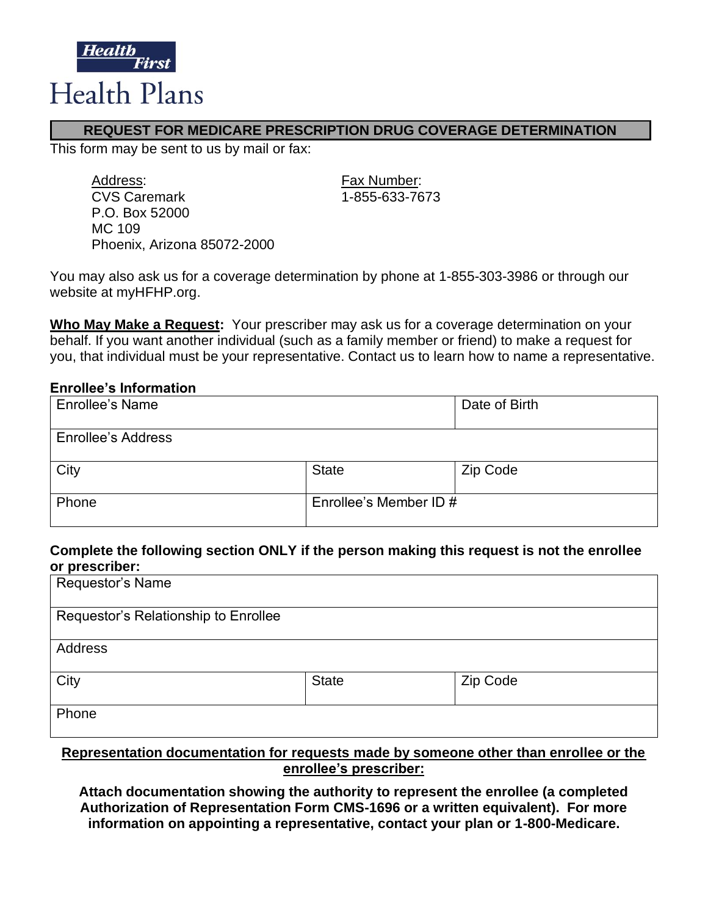**Health First**

# Health Plans

## REQUEST FOR MEDICARE PRESCRIPTION DRUG COVERAGE DETERMINATION

This form may be sent to us by mail or fax:

<u>Address</u>:
CVS Caremark
P.O. Box 52000
MC 109
Phoenix, Arizona 85072-2000

<u>Fax Number</u>:
1-855-633-7673

You may also ask us for a coverage determination by phone at 1-855-303-3986 or through our website at myHFHP.org.

**<u>Who May Make a Request</u>:** Your prescriber may ask us for a coverage determination on your behalf. If you want another individual (such as a family member or friend) to make a request for you, that individual must be your representative. Contact us to learn how to name a representative.

**Enrollee's Information**

| Enrollee's Name | | Date of Birth |
|---|---|---|
| Enrollee's Address | | |
| City | State | Zip Code |
| Phone | Enrollee's Member ID # | |

**Complete the following section ONLY if the person making this request is not the enrollee or prescriber:**

| Requestor's Name | | |
|---|---|---|
| Requestor's Relationship to Enrollee | | |
| Address | | |
| City | State | Zip Code |
| Phone | | |

**<u>Representation documentation for requests made by someone other than enrollee or the enrollee's prescriber:</u>**

**Attach documentation showing the authority to represent the enrollee (a completed Authorization of Representation Form CMS-1696 or a written equivalent). For more information on appointing a representative, contact your plan or 1-800-Medicare.**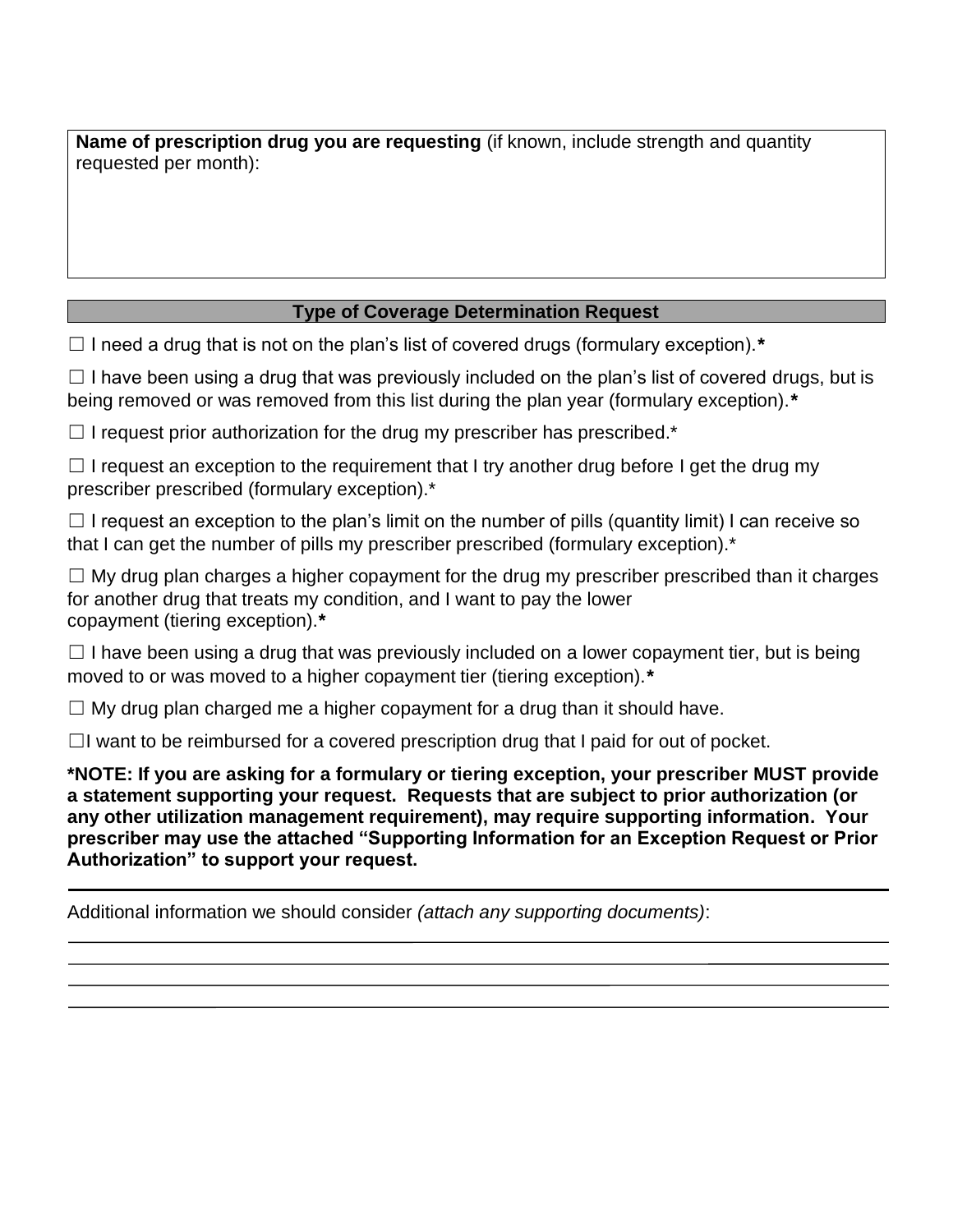**Name of prescription drug you are requesting** (if known, include strength and quantity requested per month):

## Type of Coverage Determination Request

☐ I need a drug that is not on the plan's list of covered drugs (formulary exception).**\***

☐ I have been using a drug that was previously included on the plan's list of covered drugs, but is being removed or was removed from this list during the plan year (formulary exception).**\***

☐ I request prior authorization for the drug my prescriber has prescribed.*

☐ I request an exception to the requirement that I try another drug before I get the drug my prescriber prescribed (formulary exception).*

☐ I request an exception to the plan's limit on the number of pills (quantity limit) I can receive so that I can get the number of pills my prescriber prescribed (formulary exception).*

☐ My drug plan charges a higher copayment for the drug my prescriber prescribed than it charges for another drug that treats my condition, and I want to pay the lower copayment (tiering exception).**\***

☐ I have been using a drug that was previously included on a lower copayment tier, but is being moved to or was moved to a higher copayment tier (tiering exception).**\***

☐ My drug plan charged me a higher copayment for a drug than it should have.

☐I want to be reimbursed for a covered prescription drug that I paid for out of pocket.

**\*NOTE: If you are asking for a formulary or tiering exception, your prescriber MUST provide a statement supporting your request. Requests that are subject to prior authorization (or any other utilization management requirement), may require supporting information. Your prescriber may use the attached "Supporting Information for an Exception Request or Prior Authorization" to support your request.**

---

Additional information we should consider *(attach any supporting documents)*:

\_\_\_\_\_\_\_\_\_\_\_\_\_\_\_\_\_\_\_\_\_\_\_\_\_\_\_\_\_\_\_\_\_\_\_\_\_\_\_\_\_\_\_\_\_\_\_\_\_\_\_\_\_\_\_\_\_\_\_\_\_\_\_\_\_\_\_\_\_\_\_\_

\_\_\_\_\_\_\_\_\_\_\_\_\_\_\_\_\_\_\_\_\_\_\_\_\_\_\_\_\_\_\_\_\_\_\_\_\_\_\_\_\_\_\_\_\_\_\_\_\_\_\_\_\_\_\_\_\_\_\_\_\_\_\_\_\_\_\_\_\_\_\_\_

\_\_\_\_\_\_\_\_\_\_\_\_\_\_\_\_\_\_\_\_\_\_\_\_\_\_\_\_\_\_\_\_\_\_\_\_\_\_\_\_\_\_\_\_\_\_\_\_\_\_\_\_\_\_\_\_\_\_\_\_\_\_\_\_\_\_\_\_\_\_\_\_

\_\_\_\_\_\_\_\_\_\_\_\_\_\_\_\_\_\_\_\_\_\_\_\_\_\_\_\_\_\_\_\_\_\_\_\_\_\_\_\_\_\_\_\_\_\_\_\_\_\_\_\_\_\_\_\_\_\_\_\_\_\_\_\_\_\_\_\_\_\_\_\_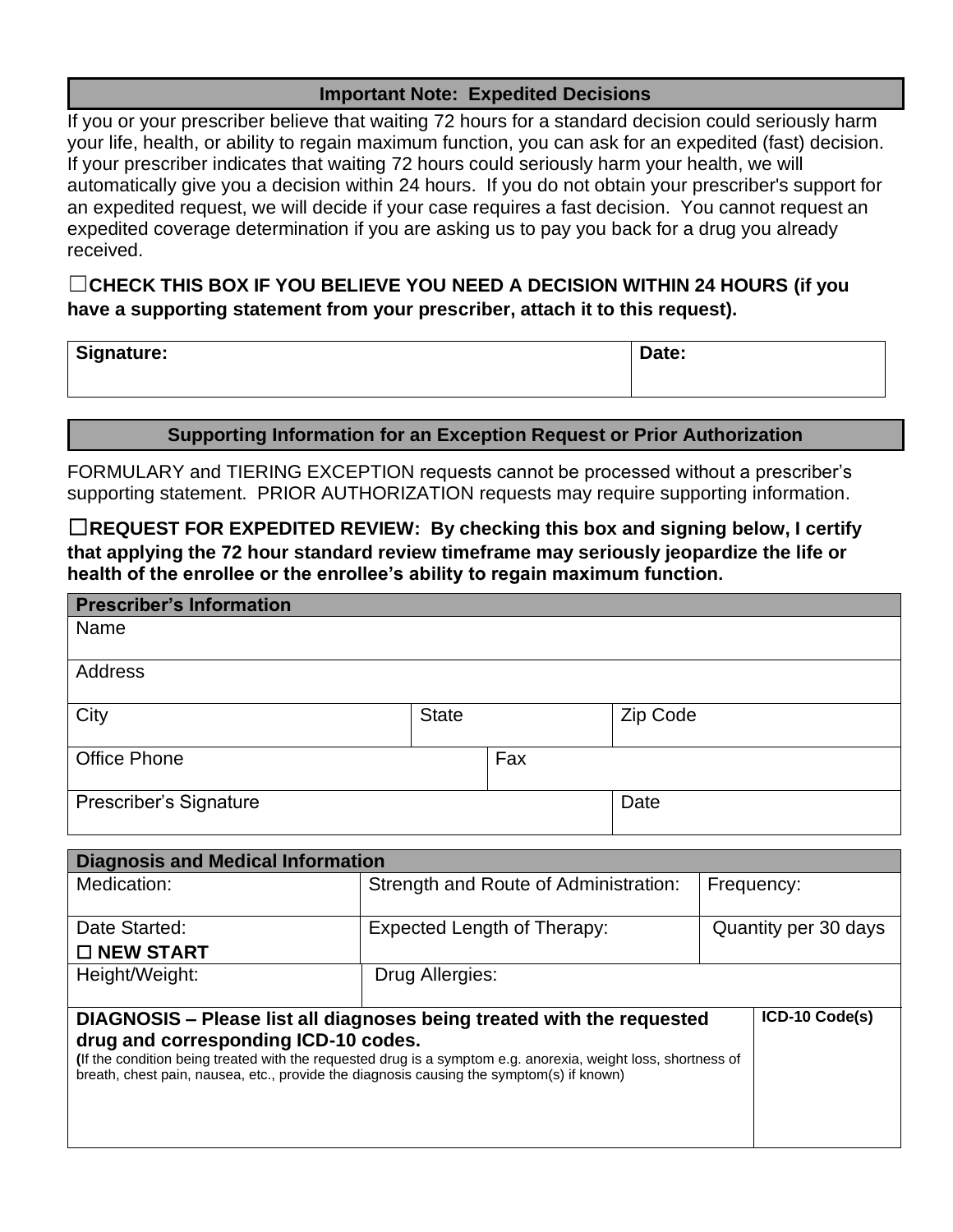## Important Note: Expedited Decisions

If you or your prescriber believe that waiting 72 hours for a standard decision could seriously harm your life, health, or ability to regain maximum function, you can ask for an expedited (fast) decision. If your prescriber indicates that waiting 72 hours could seriously harm your health, we will automatically give you a decision within 24 hours. If you do not obtain your prescriber's support for an expedited request, we will decide if your case requires a fast decision. You cannot request an expedited coverage determination if you are asking us to pay you back for a drug you already received.

☐**CHECK THIS BOX IF YOU BELIEVE YOU NEED A DECISION WITHIN 24 HOURS (if you have a supporting statement from your prescriber, attach it to this request).**

| **Signature:** | **Date:** |
|---|---|

## Supporting Information for an Exception Request or Prior Authorization

FORMULARY and TIERING EXCEPTION requests cannot be processed without a prescriber's supporting statement. PRIOR AUTHORIZATION requests may require supporting information.

☐**REQUEST FOR EXPEDITED REVIEW: By checking this box and signing below, I certify that applying the 72 hour standard review timeframe may seriously jeopardize the life or health of the enrollee or the enrollee's ability to regain maximum function.**

| **Prescriber's Information** | | |
|---|---|---|
| Name | | |
| Address | | |
| City | State | Zip Code |
| Office Phone | Fax | |
| Prescriber's Signature | | Date |

| **Diagnosis and Medical Information** | | |
|---|---|---|
| Medication: | Strength and Route of Administration: | Frequency: |
| Date Started:<br>☐ **NEW START** | Expected Length of Therapy: | Quantity per 30 days |
| Height/Weight: | Drug Allergies: | |

| **DIAGNOSIS – Please list all diagnoses being treated with the requested drug and corresponding ICD-10 codes.**<br>(If the condition being treated with the requested drug is a symptom e.g. anorexia, weight loss, shortness of breath, chest pain, nausea, etc., provide the diagnosis causing the symptom(s) if known) | **ICD-10 Code(s)** |
|---|---|
| | |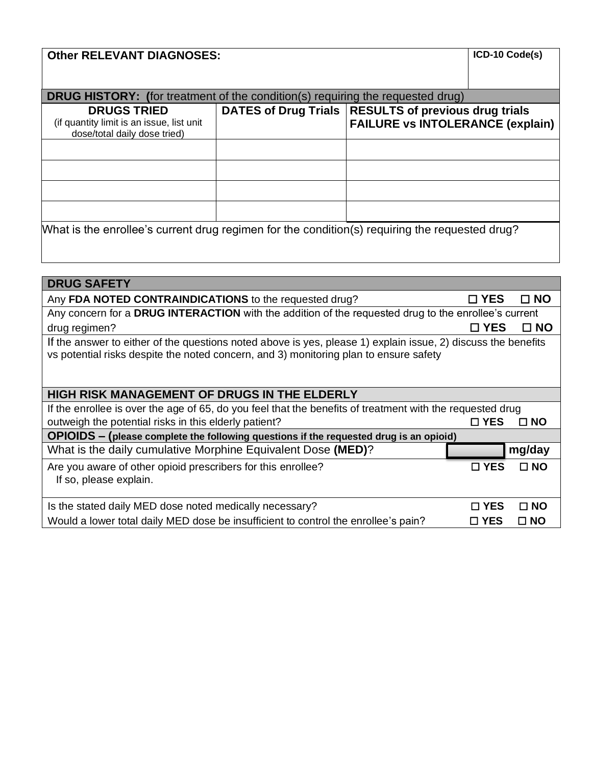| **Other RELEVANT DIAGNOSES:** | **ICD-10 Code(s)** |
|---|---|
| | |

**DRUG HISTORY: (**for treatment of the condition(s) requiring the requested drug)

| **DRUGS TRIED** (if quantity limit is an issue, list unit dose/total daily dose tried) | **DATES of Drug Trials** | **RESULTS of previous drug trials FAILURE vs INTOLERANCE (explain)** |
|---|---|---|
| | | |
| | | |
| | | |
| | | |

What is the enrollee's current drug regimen for the condition(s) requiring the requested drug?

| **DRUG SAFETY** | |
|---|---|
| Any **FDA NOTED CONTRAINDICATIONS** to the requested drug? | ☐ **YES** ☐ **NO** |
| Any concern for a **DRUG INTERACTION** with the addition of the requested drug to the enrollee's current drug regimen? | ☐ **YES** ☐ **NO** |
| If the answer to either of the questions noted above is yes, please 1) explain issue, 2) discuss the benefits vs potential risks despite the noted concern, and 3) monitoring plan to ensure safety | |
| **HIGH RISK MANAGEMENT OF DRUGS IN THE ELDERLY** | |
| If the enrollee is over the age of 65, do you feel that the benefits of treatment with the requested drug outweigh the potential risks in this elderly patient? | ☐ **YES** ☐ **NO** |
| **OPIOIDS – (please complete the following questions if the requested drug is an opioid)** | |
| What is the daily cumulative Morphine Equivalent Dose **(MED)**? | ______ **mg/day** |
| Are you aware of other opioid prescribers for this enrollee? If so, please explain. | ☐ **YES** ☐ **NO** |
| Is the stated daily MED dose noted medically necessary? | ☐ **YES** ☐ **NO** |
| Would a lower total daily MED dose be insufficient to control the enrollee's pain? | ☐ **YES** ☐ **NO** |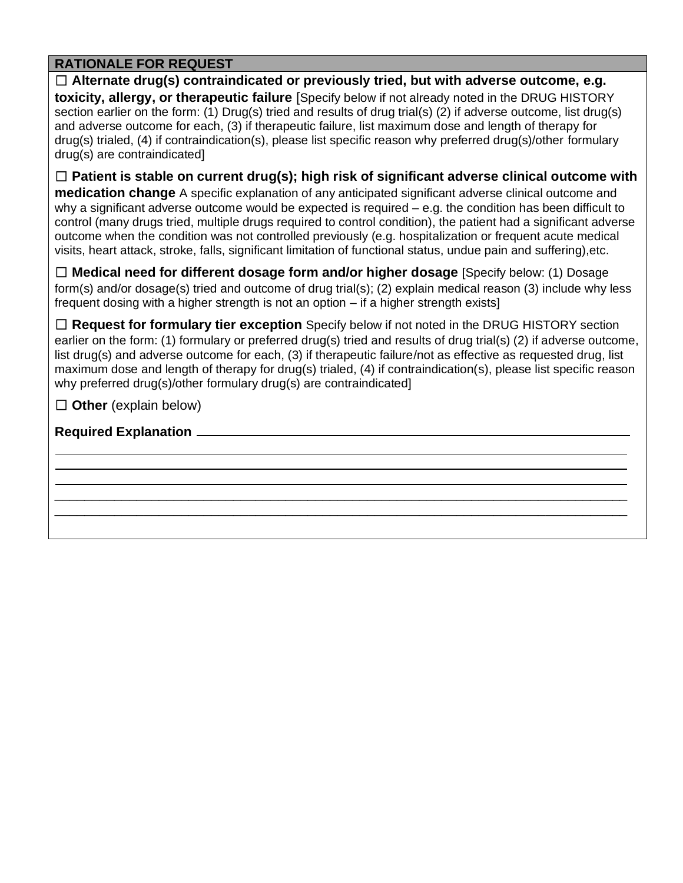## RATIONALE FOR REQUEST

☐ **Alternate drug(s) contraindicated or previously tried, but with adverse outcome, e.g. toxicity, allergy, or therapeutic failure** [Specify below if not already noted in the DRUG HISTORY section earlier on the form: (1) Drug(s) tried and results of drug trial(s) (2) if adverse outcome, list drug(s) and adverse outcome for each, (3) if therapeutic failure, list maximum dose and length of therapy for drug(s) trialed, (4) if contraindication(s), please list specific reason why preferred drug(s)/other formulary drug(s) are contraindicated]

☐ **Patient is stable on current drug(s); high risk of significant adverse clinical outcome with medication change** A specific explanation of any anticipated significant adverse clinical outcome and why a significant adverse outcome would be expected is required – e.g. the condition has been difficult to control (many drugs tried, multiple drugs required to control condition), the patient had a significant adverse outcome when the condition was not controlled previously (e.g. hospitalization or frequent acute medical visits, heart attack, stroke, falls, significant limitation of functional status, undue pain and suffering),etc.

☐ **Medical need for different dosage form and/or higher dosage** [Specify below: (1) Dosage form(s) and/or dosage(s) tried and outcome of drug trial(s); (2) explain medical reason (3) include why less frequent dosing with a higher strength is not an option – if a higher strength exists]

☐ **Request for formulary tier exception** Specify below if not noted in the DRUG HISTORY section earlier on the form: (1) formulary or preferred drug(s) tried and results of drug trial(s) (2) if adverse outcome, list drug(s) and adverse outcome for each, (3) if therapeutic failure/not as effective as requested drug, list maximum dose and length of therapy for drug(s) trialed, (4) if contraindication(s), please list specific reason why preferred drug(s)/other formulary drug(s) are contraindicated]

☐ **Other** (explain below)

**Required Explanation** ______________________________________________________________

___________________________________________________________________________________

___________________________________________________________________________________

___________________________________________________________________________________

___________________________________________________________________________________

___________________________________________________________________________________